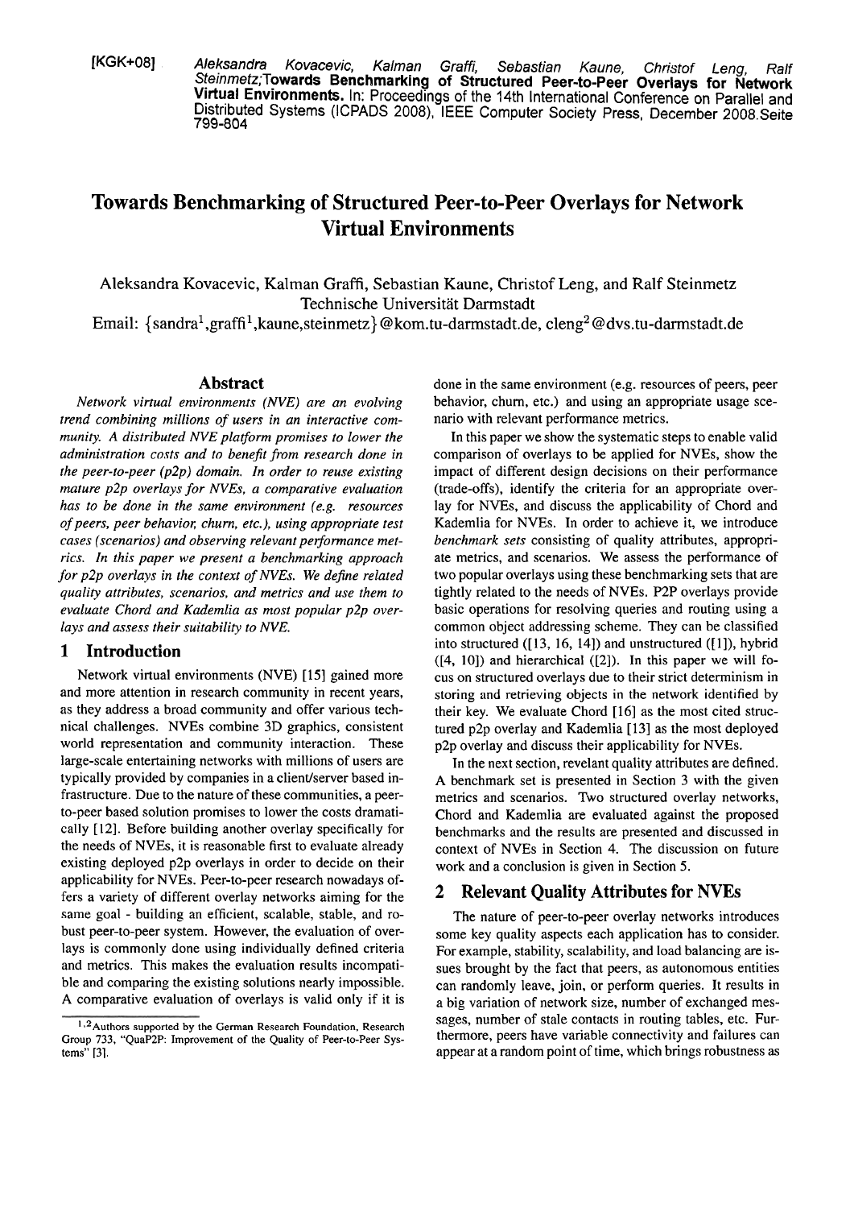[KGK+08] *Aleksandra Kovacevic, Kalman Graffi, Sebastian Kaune, Christof Leng, Ralf Steinmetz;* **Towards Benchmarking of Structured Peer-to-Peer Overlays for Network Virtual Environments.** In: Proceedings of the 14th International Conference on Parallel and Distributed Systems (ICPADS 2008), IEEE Computer Society Press, December 2008.Seite 799-804

# Towards Benchmarking of Structured Peer-to-Peer Overlays for Network Virtual Environments

Aleksandra Kovacevic, Kalman Graffi, Sebastian Kaune, Christof Leng, and Ralf Steinmetz
Technische Universität Darmstadt
Email: {sandra[1],graffi[1],kaune,steinmetz}@kom.tu-darmstadt.de, cleng[2]@dvs.tu-darmstadt.de

## Abstract

*Network virtual environments (NVE) are an evolving trend combining millions of users in an interactive community. A distributed NVE platform promises to lower the administration costs and to benefit from research done in the peer-to-peer (p2p) domain. In order to reuse existing mature p2p overlays for NVEs, a comparative evaluation has to be done in the same environment (e.g. resources of peers, peer behavior, churn, etc.), using appropriate test cases (scenarios) and observing relevant performance metrics. In this paper we present a benchmarking approach for p2p overlays in the context of NVEs. We define related quality attributes, scenarios, and metrics and use them to evaluate Chord and Kademlia as most popular p2p overlays and assess their suitability to NVE.*

## 1 Introduction

Network virtual environments (NVE) [15] gained more and more attention in research community in recent years, as they address a broad community and offer various technical challenges. NVEs combine 3D graphics, consistent world representation and community interaction. These large-scale entertaining networks with millions of users are typically provided by companies in a client/server based infrastructure. Due to the nature of these communities, a peer-to-peer based solution promises to lower the costs dramatically [12]. Before building another overlay specifically for the needs of NVEs, it is reasonable first to evaluate already existing deployed p2p overlays in order to decide on their applicability for NVEs. Peer-to-peer research nowadays offers a variety of different overlay networks aiming for the same goal - building an efficient, scalable, stable, and robust peer-to-peer system. However, the evaluation of overlays is commonly done using individually defined criteria and metrics. This makes the evaluation results incompatible and comparing the existing solutions nearly impossible. A comparative evaluation of overlays is valid only if it is done in the same environment (e.g. resources of peers, peer behavior, churn, etc.) and using an appropriate usage scenario with relevant performance metrics.

In this paper we show the systematic steps to enable valid comparison of overlays to be applied for NVEs, show the impact of different design decisions on their performance (trade-offs), identify the criteria for an appropriate overlay for NVEs, and discuss the applicability of Chord and Kademlia for NVEs. In order to achieve it, we introduce *benchmark sets* consisting of quality attributes, appropriate metrics, and scenarios. We assess the performance of two popular overlays using these benchmarking sets that are tightly related to the needs of NVEs. P2P overlays provide basic operations for resolving queries and routing using a common object addressing scheme. They can be classified into structured ([13, 16, 14]) and unstructured ([1]), hybrid ([4, 10]) and hierarchical ([2]). In this paper we will focus on structured overlays due to their strict determinism in storing and retrieving objects in the network identified by their key. We evaluate Chord [16] as the most cited structured p2p overlay and Kademlia [13] as the most deployed p2p overlay and discuss their applicability for NVEs.

In the next section, revelant quality attributes are defined. A benchmark set is presented in Section 3 with the given metrics and scenarios. Two structured overlay networks, Chord and Kademlia are evaluated against the proposed benchmarks and the results are presented and discussed in context of NVEs in Section 4. The discussion on future work and a conclusion is given in Section 5.

## 2 Relevant Quality Attributes for NVEs

The nature of peer-to-peer overlay networks introduces some key quality aspects each application has to consider. For example, stability, scalability, and load balancing are issues brought by the fact that peers, as autonomous entities can randomly leave, join, or perform queries. It results in a big variation of network size, number of exchanged messages, number of stale contacts in routing tables, etc. Furthermore, peers have variable connectivity and failures can appear at a random point of time, which brings robustness as

[1,2] Authors supported by the German Research Foundation, Research Group 733, "QuaP2P: Improvement of the Quality of Peer-to-Peer Systems" [3].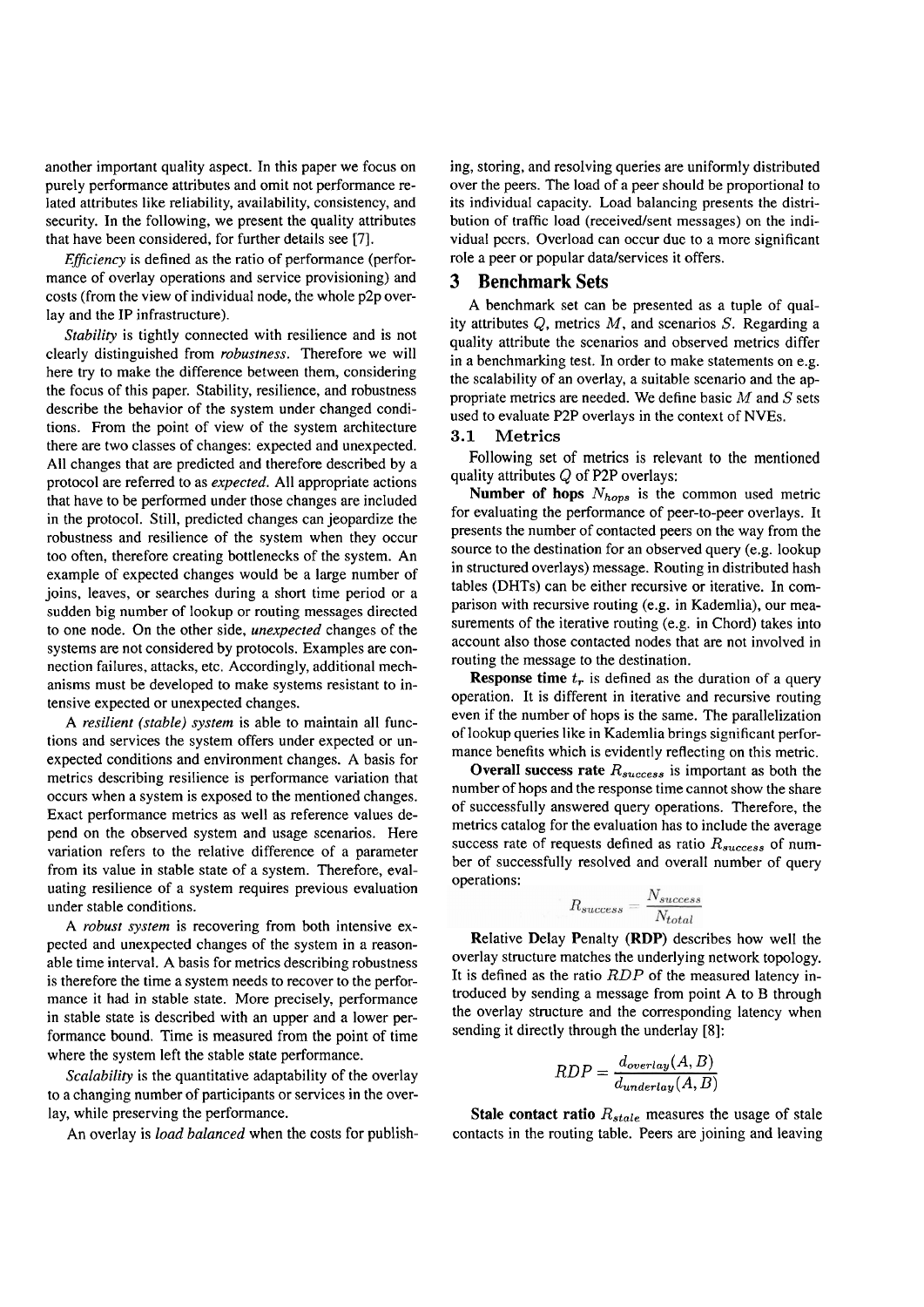another important quality aspect. In this paper we focus on purely performance attributes and omit not performance related attributes like reliability, availability, consistency, and security. In the following, we present the quality attributes that have been considered, for further details see [7].

*Efficiency* is defined as the ratio of performance (performance of overlay operations and service provisioning) and costs (from the view of individual node, the whole p2p overlay and the IP infrastructure).

*Stability* is tightly connected with resilience and is not clearly distinguished from *robustness*. Therefore we will here try to make the difference between them, considering the focus of this paper. Stability, resilience, and robustness describe the behavior of the system under changed conditions. From the point of view of the system architecture there are two classes of changes: expected and unexpected. All changes that are predicted and therefore described by a protocol are referred to as *expected*. All appropriate actions that have to be performed under those changes are included in the protocol. Still, predicted changes can jeopardize the robustness and resilience of the system when they occur too often, therefore creating bottlenecks of the system. An example of expected changes would be a large number of joins, leaves, or searches during a short time period or a sudden big number of lookup or routing messages directed to one node. On the other side, *unexpected* changes of the systems are not considered by protocols. Examples are connection failures, attacks, etc. Accordingly, additional mechanisms must be developed to make systems resistant to intensive expected or unexpected changes.

A *resilient (stable) system* is able to maintain all functions and services the system offers under expected or unexpected conditions and environment changes. A basis for metrics describing resilience is performance variation that occurs when a system is exposed to the mentioned changes. Exact performance metrics as well as reference values depend on the observed system and usage scenarios. Here variation refers to the relative difference of a parameter from its value in stable state of a system. Therefore, evaluating resilience of a system requires previous evaluation under stable conditions.

A *robust system* is recovering from both intensive expected and unexpected changes of the system in a reasonable time interval. A basis for metrics describing robustness is therefore the time a system needs to recover to the performance it had in stable state. More precisely, performance in stable state is described with an upper and a lower performance bound. Time is measured from the point of time where the system left the stable state performance.

*Scalability* is the quantitative adaptability of the overlay to a changing number of participants or services in the overlay, while preserving the performance.

An overlay is *load balanced* when the costs for publishing, storing, and resolving queries are uniformly distributed over the peers. The load of a peer should be proportional to its individual capacity. Load balancing presents the distribution of traffic load (received/sent messages) on the individual peers. Overload can occur due to a more significant role a peer or popular data/services it offers.

# 3 Benchmark Sets

A benchmark set can be presented as a tuple of quality attributes $Q$, metrics $M$, and scenarios $S$. Regarding a quality attribute the scenarios and observed metrics differ in a benchmarking test. In order to make statements on e.g. the scalability of an overlay, a suitable scenario and the appropriate metrics are needed. We define basic $M$ and $S$ sets used to evaluate P2P overlays in the context of NVEs.

## 3.1 Metrics

Following set of metrics is relevant to the mentioned quality attributes $Q$ of P2P overlays:

**Number of hops** $N_{hops}$ is the common used metric for evaluating the performance of peer-to-peer overlays. It presents the number of contacted peers on the way from the source to the destination for an observed query (e.g. lookup in structured overlays) message. Routing in distributed hash tables (DHTs) can be either recursive or iterative. In comparison with recursive routing (e.g. in Kademlia), our measurements of the iterative routing (e.g. in Chord) takes into account also those contacted nodes that are not involved in routing the message to the destination.

**Response time** $t_r$ is defined as the duration of a query operation. It is different in iterative and recursive routing even if the number of hops is the same. The parallelization of lookup queries like in Kademlia brings significant performance benefits which is evidently reflecting on this metric.

**Overall success rate** $R_{success}$ is important as both the number of hops and the response time cannot show the share of successfully answered query operations. Therefore, the metrics catalog for the evaluation has to include the average success rate of requests defined as ratio $R_{success}$ of number of successfully resolved and overall number of query operations:

$$R_{success} = \frac{N_{success}}{N_{total}}$$

**Relative Delay Penalty (RDP)** describes how well the overlay structure matches the underlying network topology. It is defined as the ratio $RDP$ of the measured latency introduced by sending a message from point A to B through the overlay structure and the corresponding latency when sending it directly through the underlay [8]:

$$RDP = \frac{d_{overlay}(A, B)}{d_{underlay}(A, B)}$$

**Stale contact ratio** $R_{stale}$ measures the usage of stale contacts in the routing table. Peers are joining and leaving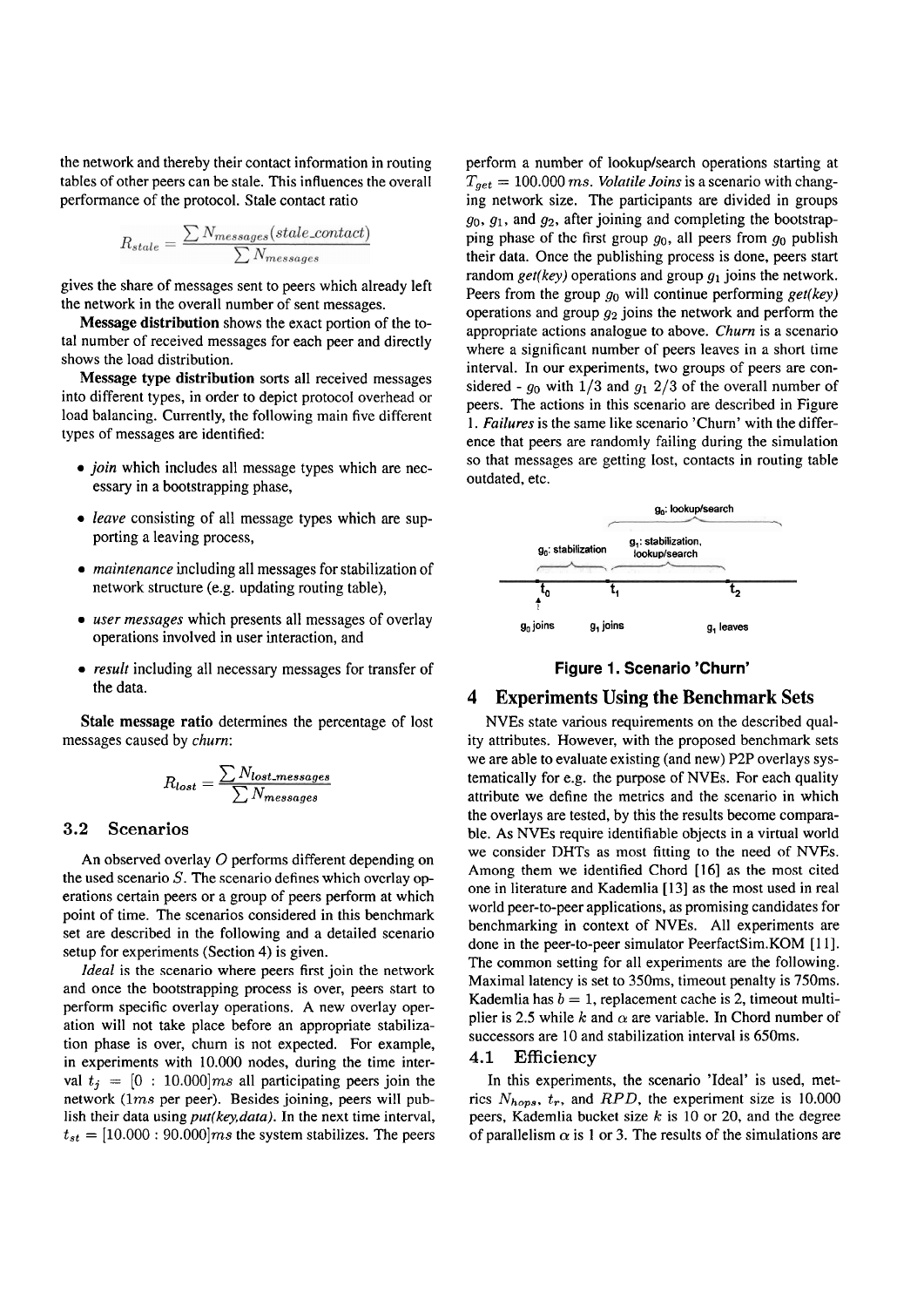the network and thereby their contact information in routing tables of other peers can be stale. This influences the overall performance of the protocol. Stale contact ratio

$$R_{stale} = \frac{\sum N_{messages}(stale\_contact)}{\sum N_{messages}}$$

gives the share of messages sent to peers which already left the network in the overall number of sent messages.

**Message distribution** shows the exact portion of the total number of received messages for each peer and directly shows the load distribution.

**Message type distribution** sorts all received messages into different types, in order to depict protocol overhead or load balancing. Currently, the following main five different types of messages are identified:

- *join* which includes all message types which are necessary in a bootstrapping phase,
- *leave* consisting of all message types which are supporting a leaving process,
- *maintenance* including all messages for stabilization of network structure (e.g. updating routing table),
- *user messages* which presents all messages of overlay operations involved in user interaction, and
- *result* including all necessary messages for transfer of the data.

**Stale message ratio** determines the percentage of lost messages caused by *churn*:

$$R_{lost} = \frac{\sum N_{lost\_messages}}{\sum N_{messages}}$$

### 3.2 Scenarios

An observed overlay $O$ performs different depending on the used scenario $S$. The scenario defines which overlay operations certain peers or a group of peers perform at which point of time. The scenarios considered in this benchmark set are described in the following and a detailed scenario setup for experiments (Section 4) is given.

*Ideal* is the scenario where peers first join the network and once the bootstrapping process is over, peers start to perform specific overlay operations. A new overlay operation will not take place before an appropriate stabilization phase is over, churn is not expected. For example, in experiments with 10.000 nodes, during the time interval $t_j = [0 : 10.000]ms$ all participating peers join the network ($1ms$ per peer). Besides joining, peers will publish their data using *put(key,data)*. In the next time interval, $t_{st} = [10.000 : 90.000]ms$ the system stabilizes. The peers perform a number of lookup/search operations starting at $T_{get} = 100.000\ ms$. *Volatile Joins* is a scenario with changing network size. The participants are divided in groups $g_0$, $g_1$, and $g_2$, after joining and completing the bootstrapping phase of the first group $g_0$, all peers from $g_0$ publish their data. Once the publishing process is done, peers start random *get(key)* operations and group $g_1$ joins the network. Peers from the group $g_0$ will continue performing *get(key)* operations and group $g_2$ joins the network and perform the appropriate actions analogue to above. *Churn* is a scenario where a significant number of peers leaves in a short time interval. In our experiments, two groups of peers are considered - $g_0$ with $1/3$ and $g_1$ $2/3$ of the overall number of peers. The actions in this scenario are described in Figure 1. *Failures* is the same like scenario 'Churn' with the difference that peers are randomly failing during the simulation so that messages are getting lost, contacts in routing table outdated, etc.

$g_0$: lookup/search

$g_0$: stabilization — $g_1$: stabilization, lookup/search

$t_0$ — $t_1$ — $t_2$

$g_0$ joins — $g_1$ joins — $g_1$ leaves

**Figure 1. Scenario 'Churn'**

## 4 Experiments Using the Benchmark Sets

NVEs state various requirements on the described quality attributes. However, with the proposed benchmark sets we are able to evaluate existing (and new) P2P overlays systematically for e.g. the purpose of NVEs. For each quality attribute we define the metrics and the scenario in which the overlays are tested, by this the results become comparable. As NVEs require identifiable objects in a virtual world we consider DHTs as most fitting to the need of NVEs. Among them we identified Chord [16] as the most cited one in literature and Kademlia [13] as the most used in real world peer-to-peer applications, as promising candidates for benchmarking in context of NVEs. All experiments are done in the peer-to-peer simulator PeerfactSim.KOM [11]. The common setting for all experiments are the following. Maximal latency is set to 350ms, timeout penalty is 750ms. Kademlia has $b = 1$, replacement cache is 2, timeout multiplier is 2.5 while $k$ and $\alpha$ are variable. In Chord number of successors are 10 and stabilization interval is 650ms.

### 4.1 Efficiency

In this experiments, the scenario 'Ideal' is used, metrics $N_{hops}$, $t_r$, and $RPD$, the experiment size is 10.000 peers, Kademlia bucket size $k$ is 10 or 20, and the degree of parallelism $\alpha$ is 1 or 3. The results of the simulations are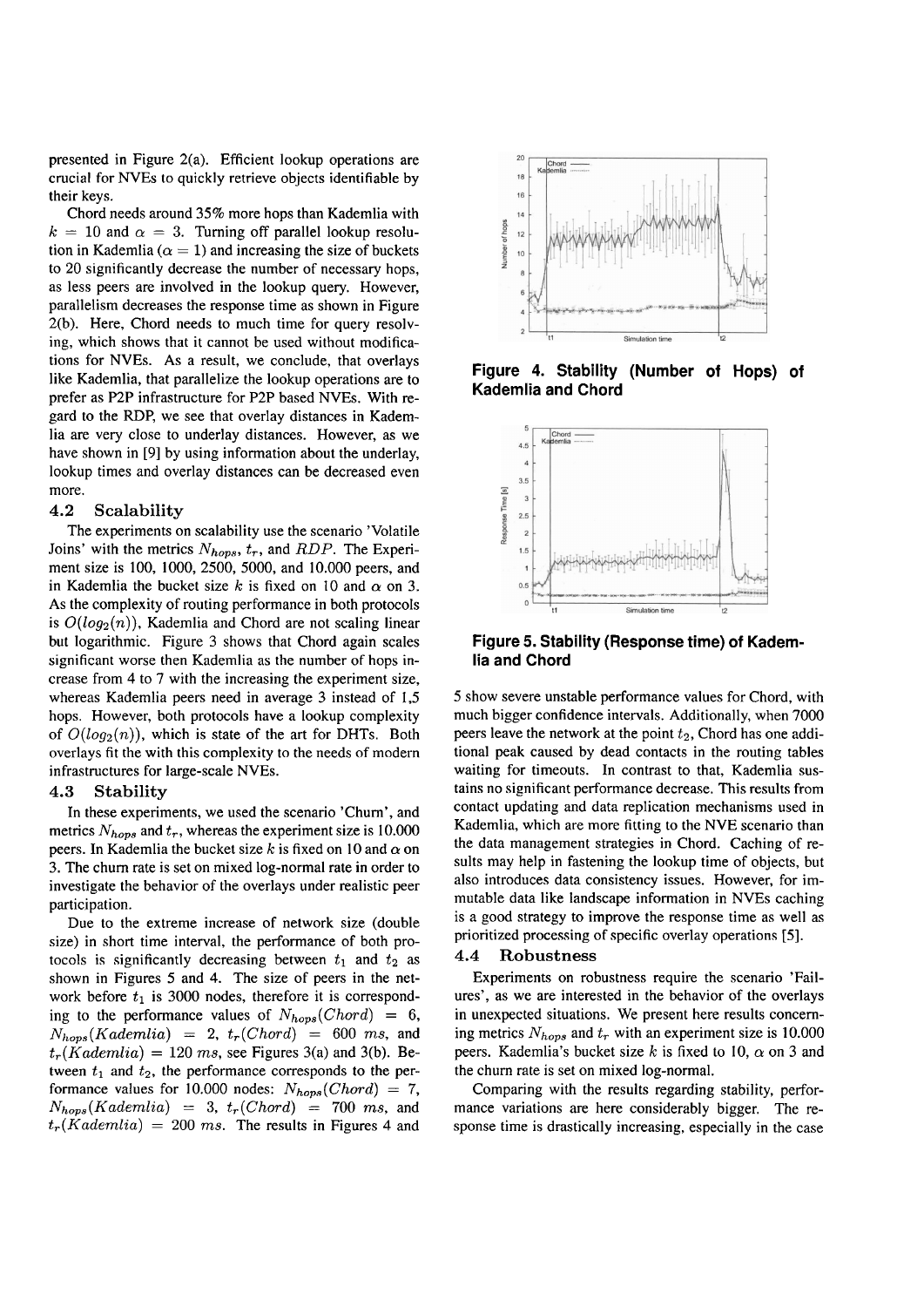presented in Figure 2(a). Efficient lookup operations are crucial for NVEs to quickly retrieve objects identifiable by their keys.

Chord needs around 35% more hops than Kademlia with $k = 10$ and $\alpha = 3$. Turning off parallel lookup resolution in Kademlia ($\alpha = 1$) and increasing the size of buckets to 20 significantly decrease the number of necessary hops, as less peers are involved in the lookup query. However, parallelism decreases the response time as shown in Figure 2(b). Here, Chord needs to much time for query resolving, which shows that it cannot be used without modifications for NVEs. As a result, we conclude, that overlays like Kademlia, that parallelize the lookup operations are to prefer as P2P infrastructure for P2P based NVEs. With regard to the RDP, we see that overlay distances in Kademlia are very close to underlay distances. However, as we have shown in [9] by using information about the underlay, lookup times and overlay distances can be decreased even more.

### 4.2 Scalability

The experiments on scalability use the scenario 'Volatile Joins' with the metrics $N_{hops}$, $t_r$, and $RDP$. The Experiment size is 100, 1000, 2500, 5000, and 10.000 peers, and in Kademlia the bucket size $k$ is fixed on 10 and $\alpha$ on 3. As the complexity of routing performance in both protocols is $O(log_2(n))$, Kademlia and Chord are not scaling linear but logarithmic. Figure 3 shows that Chord again scales significant worse then Kademlia as the number of hops increase from 4 to 7 with the increasing the experiment size, whereas Kademlia peers need in average 3 instead of 1,5 hops. However, both protocols have a lookup complexity of $O(log_2(n))$, which is state of the art for DHTs. Both overlays fit the with this complexity to the needs of modern infrastructures for large-scale NVEs.

### 4.3 Stability

In these experiments, we used the scenario 'Churn', and metrics $N_{hops}$ and $t_r$, whereas the experiment size is 10.000 peers. In Kademlia the bucket size $k$ is fixed on 10 and $\alpha$ on 3. The churn rate is set on mixed log-normal rate in order to investigate the behavior of the overlays under realistic peer participation.

Due to the extreme increase of network size (double size) in short time interval, the performance of both protocols is significantly decreasing between $t_1$ and $t_2$ as shown in Figures 5 and 4. The size of peers in the network before $t_1$ is 3000 nodes, therefore it is corresponding to the performance values of $N_{hops}(Chord) = 6$, $N_{hops}(Kademlia) = 2$, $t_r(Chord) = 600\ ms$, and $t_r(Kademlia) = 120\ ms$, see Figures 3(a) and 3(b). Between $t_1$ and $t_2$, the performance corresponds to the performance values for 10.000 nodes: $N_{hops}(Chord) = 7$, $N_{hops}(Kademlia) = 3$, $t_r(Chord) = 700\ ms$, and $t_r(Kademlia) = 200\ ms$. The results in Figures 4 and 5 show severe unstable performance values for Chord, with much bigger confidence intervals. Additionally, when 7000 peers leave the network at the point $t_2$, Chord has one additional peak caused by dead contacts in the routing tables waiting for timeouts. In contrast to that, Kademlia sustains no significant performance decrease. This results from contact updating and data replication mechanisms used in Kademlia, which are more fitting to the NVE scenario than the data management strategies in Chord. Caching of results may help in fastening the lookup time of objects, but also introduces data consistency issues. However, for immutable data like landscape information in NVEs caching is a good strategy to improve the response time as well as prioritized processing of specific overlay operations [5].

**Figure 4. Stability (Number of Hops) of Kademlia and Chord**

**Figure 5. Stability (Response time) of Kademlia and Chord**

### 4.4 Robustness

Experiments on robustness require the scenario 'Failures', as we are interested in the behavior of the overlays in unexpected situations. We present here results concerning metrics $N_{hops}$ and $t_r$ with an experiment size is 10.000 peers. Kademlia's bucket size $k$ is fixed to 10, $\alpha$ on 3 and the churn rate is set on mixed log-normal.

Comparing with the results regarding stability, performance variations are here considerably bigger. The response time is drastically increasing, especially in the case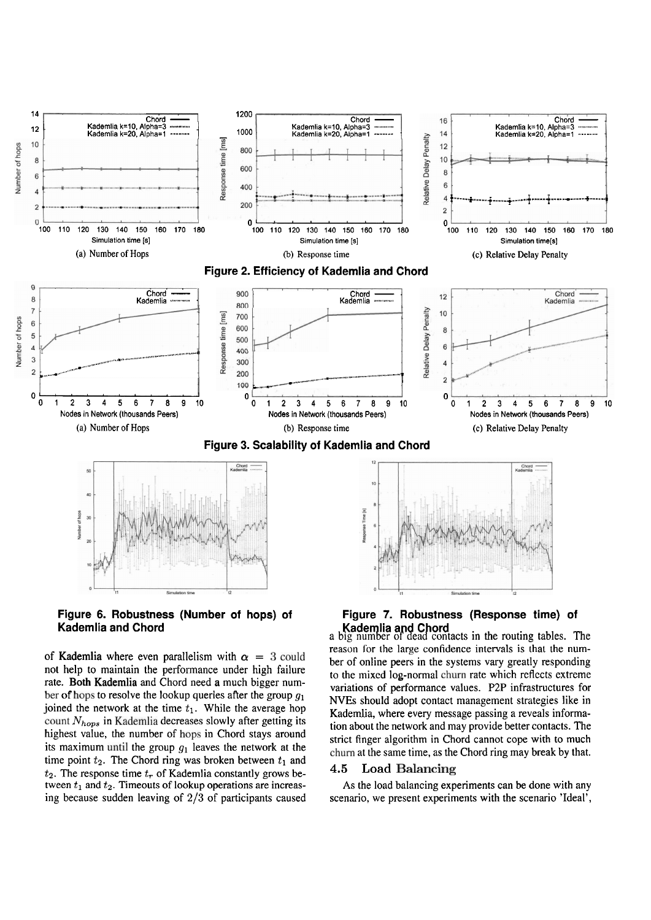Figure 2. Efficiency of Kademlia and Chord

(a) Number of Hops

(b) Response time

(c) Relative Delay Penalty

Figure 3. Scalability of Kademlia and Chord

(a) Number of Hops

(b) Response time

(c) Relative Delay Penalty

**Figure 6. Robustness (Number of hops) of Kademlia and Chord**

**Figure 7. Robustness (Response time) of Kademlia and Chord**

of Kademlia where even parallelism with $\alpha = 3$ could not help to maintain the performance under high failure rate. Both Kademlia and Chord need a much bigger number of hops to resolve the lookup queries after the group $g_1$ joined the network at the time $t_1$. While the average hop count $N_{hops}$ in Kademlia decreases slowly after getting its highest value, the number of hops in Chord stays around its maximum until the group $g_1$ leaves the network at the time point $t_2$. The Chord ring was broken between $t_1$ and $t_2$. The response time $t_r$ of Kademlia constantly grows between $t_1$ and $t_2$. Timeouts of lookup operations are increasing because sudden leaving of $2/3$ of participants caused a big number of dead contacts in the routing tables. The reason for the large confidence intervals is that the number of online peers in the systems vary greatly responding to the mixed log-normal churn rate which reflects extreme variations of performance values. P2P infrastructures for NVEs should adopt contact management strategies like in Kademlia, where every message passing a reveals information about the network and may provide better contacts. The strict finger algorithm in Chord cannot cope with to much churn at the same time, as the Chord ring may break by that.

### 4.5 Load Balancing

As the load balancing experiments can be done with any scenario, we present experiments with the scenario 'Ideal',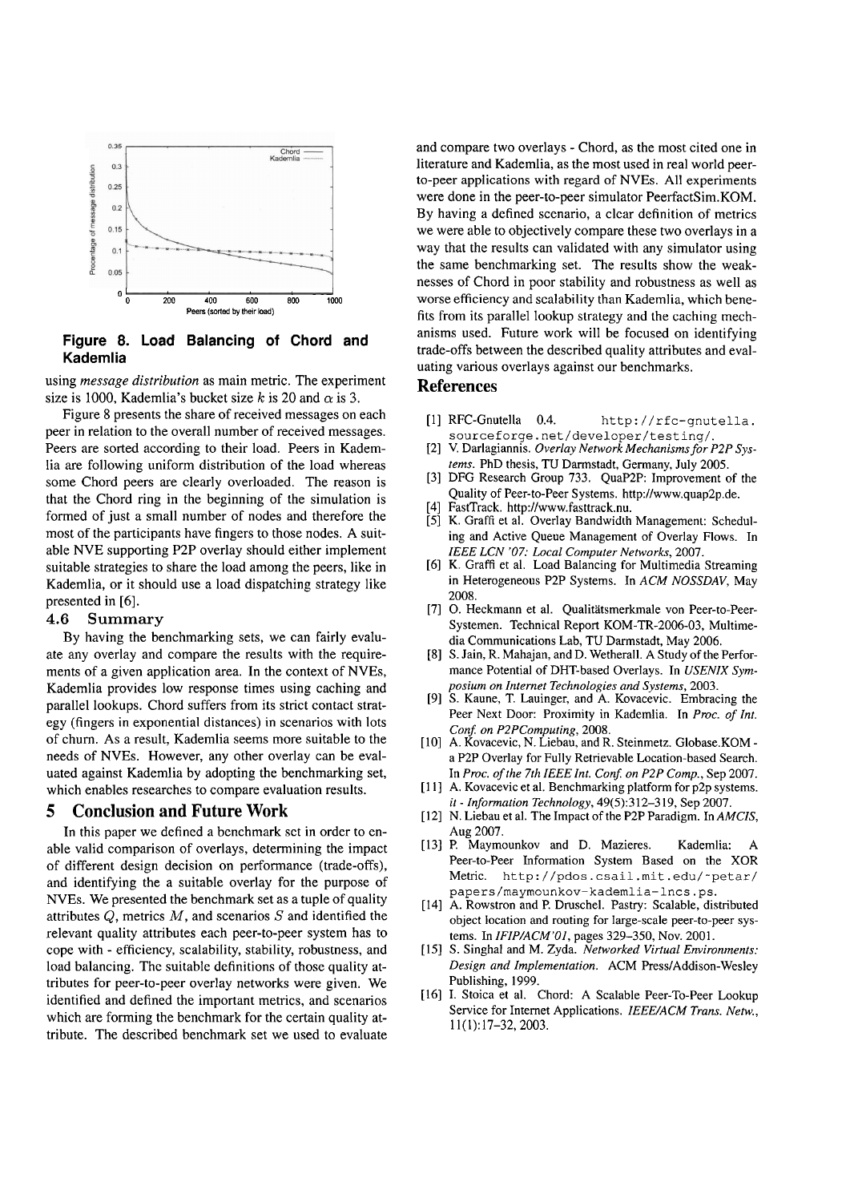0.35
0.3
0.25
0.2
0.15
0.1
0.05
0
Chord
Kademlia
Procentage of message distribution
0 200 400 600 800 1000
Peers (sorted by their load)

**Figure 8. Load Balancing of Chord and Kademlia**

using *message distribution* as main metric. The experiment size is 1000, Kademlia's bucket size $k$ is 20 and $\alpha$ is 3.

Figure 8 presents the share of received messages on each peer in relation to the overall number of received messages. Peers are sorted according to their load. Peers in Kademlia are following uniform distribution of the load whereas some Chord peers are clearly overloaded. The reason is that the Chord ring in the beginning of the simulation is formed of just a small number of nodes and therefore the most of the participants have fingers to those nodes. A suitable NVE supporting P2P overlay should either implement suitable strategies to share the load among the peers, like in Kademlia, or it should use a load dispatching strategy like presented in [6].

### 4.6 Summary

By having the benchmarking sets, we can fairly evaluate any overlay and compare the results with the requirements of a given application area. In the context of NVEs, Kademlia provides low response times using caching and parallel lookups. Chord suffers from its strict contact strategy (fingers in exponential distances) in scenarios with lots of churn. As a result, Kademlia seems more suitable to the needs of NVEs. However, any other overlay can be evaluated against Kademlia by adopting the benchmarking set, which enables researches to compare evaluation results.

## 5 Conclusion and Future Work

In this paper we defined a benchmark set in order to enable valid comparison of overlays, determining the impact of different design decision on performance (trade-offs), and identifying the a suitable overlay for the purpose of NVEs. We presented the benchmark set as a tuple of quality attributes $Q$, metrics $M$, and scenarios $S$ and identified the relevant quality attributes each peer-to-peer system has to cope with - efficiency, scalability, stability, robustness, and load balancing. The suitable definitions of those quality attributes for peer-to-peer overlay networks were given. We identified and defined the important metrics, and scenarios which are forming the benchmark for the certain quality attribute. The described benchmark set we used to evaluate and compare two overlays - Chord, as the most cited one in literature and Kademlia, as the most used in real world peer-to-peer applications with regard of NVEs. All experiments were done in the peer-to-peer simulator PeerfactSim.KOM. By having a defined scenario, a clear definition of metrics we were able to objectively compare these two overlays in a way that the results can validated with any simulator using the same benchmarking set. The results show the weaknesses of Chord in poor stability and robustness as well as worse efficiency and scalability than Kademlia, which benefits from its parallel lookup strategy and the caching mechanisms used. Future work will be focused on identifying trade-offs between the described quality attributes and evaluating various overlays against our benchmarks.

## References

[1] RFC-Gnutella 0.4. http://rfc-gnutella.sourceforge.net/developer/testing/.

[2] V. Darlagiannis. *Overlay Network Mechanisms for P2P Systems*. PhD thesis, TU Darmstadt, Germany, July 2005.

[3] DFG Research Group 733. QuaP2P: Improvement of the Quality of Peer-to-Peer Systems. http://www.quap2p.de.

[4] FastTrack. http://www.fasttrack.nu.

[5] K. Graffi et al. Overlay Bandwidth Management: Scheduling and Active Queue Management of Overlay Flows. In *IEEE LCN '07: Local Computer Networks*, 2007.

[6] K. Graffi et al. Load Balancing for Multimedia Streaming in Heterogeneous P2P Systems. In *ACM NOSSDAV*, May 2008.

[7] O. Heckmann et al. Qualitätsmerkmale von Peer-to-Peer-Systemen. Technical Report KOM-TR-2006-03, Multimedia Communications Lab, TU Darmstadt, May 2006.

[8] S. Jain, R. Mahajan, and D. Wetherall. A Study of the Performance Potential of DHT-based Overlays. In *USENIX Symposium on Internet Technologies and Systems*, 2003.

[9] S. Kaune, T. Lauinger, and A. Kovacevic. Embracing the Peer Next Door: Proximity in Kademlia. In *Proc. of Int. Conf. on P2PComputing*, 2008.

[10] A. Kovacevic, N. Liebau, and R. Steinmetz. Globase.KOM - a P2P Overlay for Fully Retrievable Location-based Search. In *Proc. of the 7th IEEE Int. Conf. on P2P Comp.*, Sep 2007.

[11] A. Kovacevic et al. Benchmarking platform for p2p systems. *it - Information Technology*, 49(5):312–319, Sep 2007.

[12] N. Liebau et al. The Impact of the P2P Paradigm. In *AMCIS*, Aug 2007.

[13] P. Maymounkov and D. Mazieres. Kademlia: A Peer-to-Peer Information System Based on the XOR Metric. http://pdos.csail.mit.edu/~petar/papers/maymounkov-kademlia-lncs.ps.

[14] A. Rowstron and P. Druschel. Pastry: Scalable, distributed object location and routing for large-scale peer-to-peer systems. In *IFIP/ACM'01*, pages 329–350, Nov. 2001.

[15] S. Singhal and M. Zyda. *Networked Virtual Environments: Design and Implementation*. ACM Press/Addison-Wesley Publishing, 1999.

[16] I. Stoica et al. Chord: A Scalable Peer-To-Peer Lookup Service for Internet Applications. *IEEE/ACM Trans. Netw.*, 11(1):17–32, 2003.